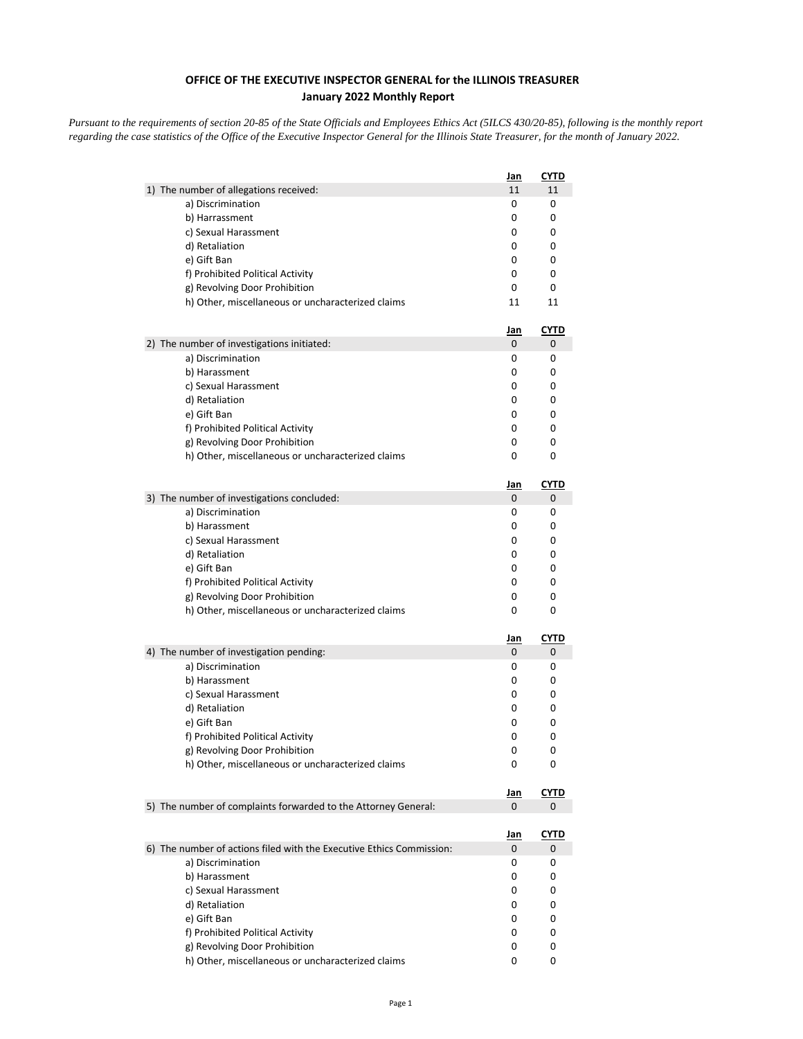**OFFICE OF THE EXECUTIVE INSPECTOR GENERAL for the ILLINOIS TREASURER**
**January 2022 Monthly Report**

*Pursuant to the requirements of section 20-85 of the State Officials and Employees Ethics Act (5ILCS 430/20-85), following is the monthly report regarding the case statistics of the Office of the Executive Inspector General for the Illinois State Treasurer, for the month of January 2022.*

| | Jan | CYTD |
|---|---|---|
| 1) The number of allegations received: | 11 | 11 |
| a) Discrimination | 0 | 0 |
| b) Harrassment | 0 | 0 |
| c) Sexual Harassment | 0 | 0 |
| d) Retaliation | 0 | 0 |
| e) Gift Ban | 0 | 0 |
| f) Prohibited Political Activity | 0 | 0 |
| g) Revolving Door Prohibition | 0 | 0 |
| h) Other, miscellaneous or uncharacterized claims | 11 | 11 |

| | Jan | CYTD |
|---|---|---|
| 2) The number of investigations initiated: | 0 | 0 |
| a) Discrimination | 0 | 0 |
| b) Harassment | 0 | 0 |
| c) Sexual Harassment | 0 | 0 |
| d) Retaliation | 0 | 0 |
| e) Gift Ban | 0 | 0 |
| f) Prohibited Political Activity | 0 | 0 |
| g) Revolving Door Prohibition | 0 | 0 |
| h) Other, miscellaneous or uncharacterized claims | 0 | 0 |

| | Jan | CYTD |
|---|---|---|
| 3) The number of investigations concluded: | 0 | 0 |
| a) Discrimination | 0 | 0 |
| b) Harassment | 0 | 0 |
| c) Sexual Harassment | 0 | 0 |
| d) Retaliation | 0 | 0 |
| e) Gift Ban | 0 | 0 |
| f) Prohibited Political Activity | 0 | 0 |
| g) Revolving Door Prohibition | 0 | 0 |
| h) Other, miscellaneous or uncharacterized claims | 0 | 0 |

| | Jan | CYTD |
|---|---|---|
| 4) The number of investigation pending: | 0 | 0 |
| a) Discrimination | 0 | 0 |
| b) Harassment | 0 | 0 |
| c) Sexual Harassment | 0 | 0 |
| d) Retaliation | 0 | 0 |
| e) Gift Ban | 0 | 0 |
| f) Prohibited Political Activity | 0 | 0 |
| g) Revolving Door Prohibition | 0 | 0 |
| h) Other, miscellaneous or uncharacterized claims | 0 | 0 |

| | Jan | CYTD |
|---|---|---|
| 5) The number of complaints forwarded to the Attorney General: | 0 | 0 |

| | Jan | CYTD |
|---|---|---|
| 6) The number of actions filed with the Executive Ethics Commission: | 0 | 0 |
| a) Discrimination | 0 | 0 |
| b) Harassment | 0 | 0 |
| c) Sexual Harassment | 0 | 0 |
| d) Retaliation | 0 | 0 |
| e) Gift Ban | 0 | 0 |
| f) Prohibited Political Activity | 0 | 0 |
| g) Revolving Door Prohibition | 0 | 0 |
| h) Other, miscellaneous or uncharacterized claims | 0 | 0 |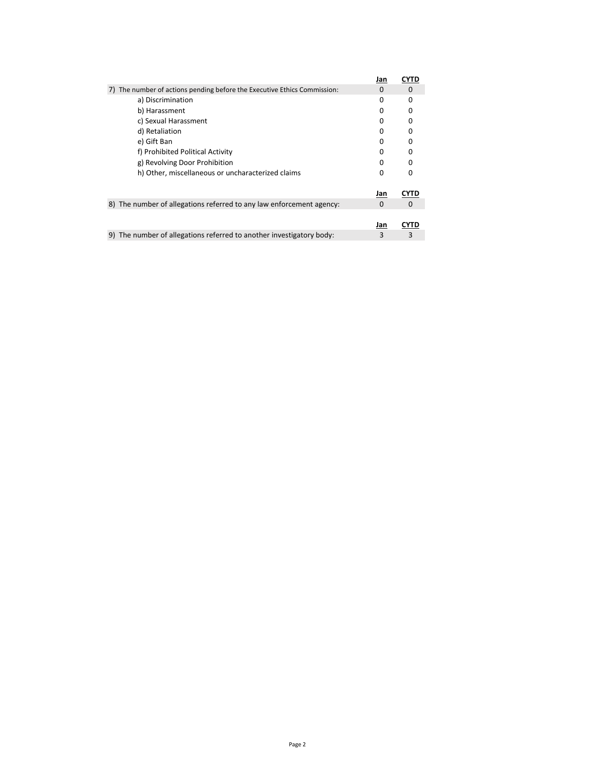| | Jan | CYTD |
|---|---|---|
| 7) The number of actions pending before the Executive Ethics Commission: | 0 | 0 |
| a) Discrimination | 0 | 0 |
| b) Harassment | 0 | 0 |
| c) Sexual Harassment | 0 | 0 |
| d) Retaliation | 0 | 0 |
| e) Gift Ban | 0 | 0 |
| f) Prohibited Political Activity | 0 | 0 |
| g) Revolving Door Prohibition | 0 | 0 |
| h) Other, miscellaneous or uncharacterized claims | 0 | 0 |

| | Jan | CYTD |
|---|---|---|
| 8) The number of allegations referred to any law enforcement agency: | 0 | 0 |

| | Jan | CYTD |
|---|---|---|
| 9) The number of allegations referred to another investigatory body: | 3 | 3 |